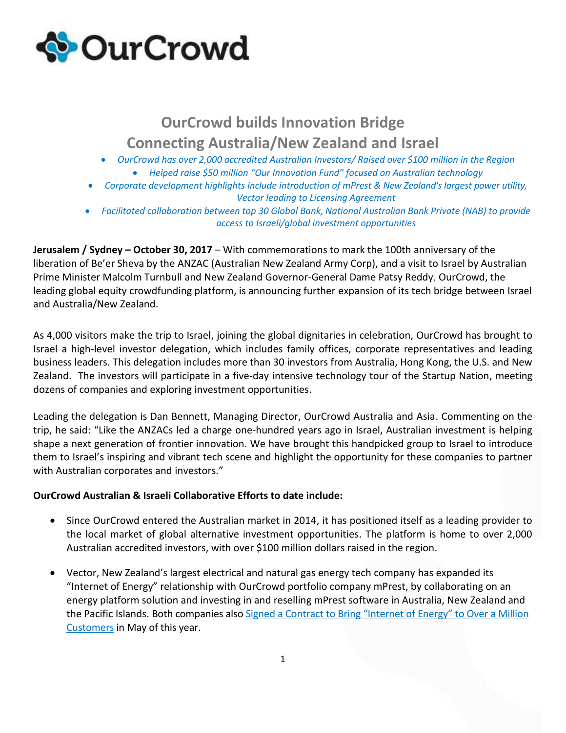OurCrowd

# OurCrowd builds Innovation Bridge Connecting Australia/New Zealand and Israel

- *OurCrowd has over 2,000 accredited Australian Investors/ Raised over $100 million in the Region*
- *Helped raise $50 million "Our Innovation Fund" focused on Australian technology*
- *Corporate development highlights include introduction of mPrest & New Zealand's largest power utility, Vector leading to Licensing Agreement*
- *Facilitated collaboration between top 30 Global Bank, National Australian Bank Private (NAB) to provide access to Israeli/global investment opportunities*

**Jerusalem / Sydney – October 30, 2017** – With commemorations to mark the 100th anniversary of the liberation of Be'er Sheva by the ANZAC (Australian New Zealand Army Corp), and a visit to Israel by Australian Prime Minister Malcolm Turnbull and New Zealand Governor-General Dame Patsy Reddy, OurCrowd, the leading global equity crowdfunding platform, is announcing further expansion of its tech bridge between Israel and Australia/New Zealand.

As 4,000 visitors make the trip to Israel, joining the global dignitaries in celebration, OurCrowd has brought to Israel a high-level investor delegation, which includes family offices, corporate representatives and leading business leaders. This delegation includes more than 30 investors from Australia, Hong Kong, the U.S. and New Zealand. The investors will participate in a five-day intensive technology tour of the Startup Nation, meeting dozens of companies and exploring investment opportunities.

Leading the delegation is Dan Bennett, Managing Director, OurCrowd Australia and Asia. Commenting on the trip, he said: "Like the ANZACs led a charge one-hundred years ago in Israel, Australian investment is helping shape a next generation of frontier innovation. We have brought this handpicked group to Israel to introduce them to Israel's inspiring and vibrant tech scene and highlight the opportunity for these companies to partner with Australian corporates and investors."

**OurCrowd Australian & Israeli Collaborative Efforts to date include:**

- Since OurCrowd entered the Australian market in 2014, it has positioned itself as a leading provider to the local market of global alternative investment opportunities. The platform is home to over 2,000 Australian accredited investors, with over $100 million dollars raised in the region.
- Vector, New Zealand's largest electrical and natural gas energy tech company has expanded its "Internet of Energy" relationship with OurCrowd portfolio company mPrest, by collaborating on an energy platform solution and investing in and reselling mPrest software in Australia, New Zealand and the Pacific Islands. Both companies also Signed a Contract to Bring "Internet of Energy" to Over a Million Customers in May of this year.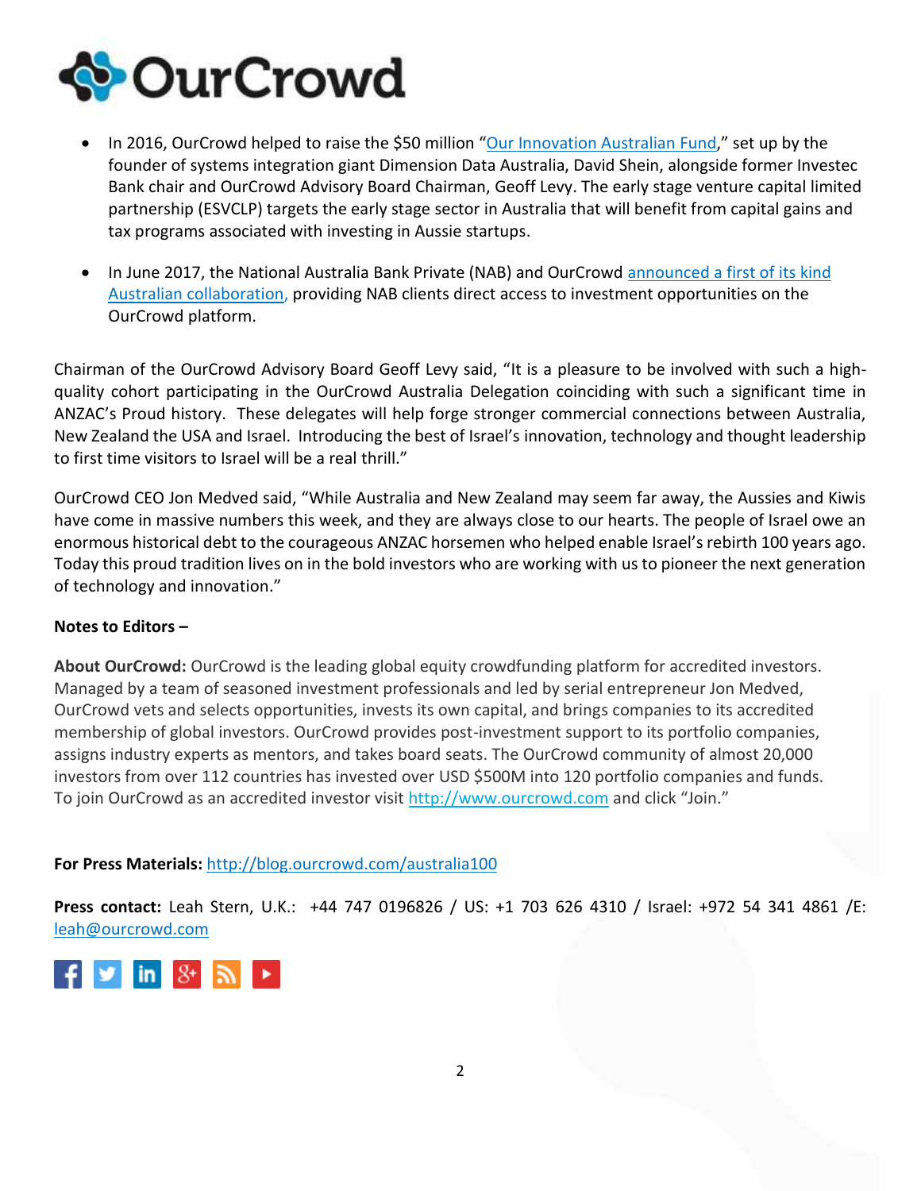- In 2016, OurCrowd helped to raise the $50 million "Our Innovation Australian Fund," set up by the founder of systems integration giant Dimension Data Australia, David Shein, alongside former Investec Bank chair and OurCrowd Advisory Board Chairman, Geoff Levy. The early stage venture capital limited partnership (ESVCLP) targets the early stage sector in Australia that will benefit from capital gains and tax programs associated with investing in Aussie startups.

- In June 2017, the National Australia Bank Private (NAB) and OurCrowd announced a first of its kind Australian collaboration, providing NAB clients direct access to investment opportunities on the OurCrowd platform.

Chairman of the OurCrowd Advisory Board Geoff Levy said, "It is a pleasure to be involved with such a high-quality cohort participating in the OurCrowd Australia Delegation coinciding with such a significant time in ANZAC's Proud history. These delegates will help forge stronger commercial connections between Australia, New Zealand the USA and Israel. Introducing the best of Israel's innovation, technology and thought leadership to first time visitors to Israel will be a real thrill."

OurCrowd CEO Jon Medved said, "While Australia and New Zealand may seem far away, the Aussies and Kiwis have come in massive numbers this week, and they are always close to our hearts. The people of Israel owe an enormous historical debt to the courageous ANZAC horsemen who helped enable Israel's rebirth 100 years ago. Today this proud tradition lives on in the bold investors who are working with us to pioneer the next generation of technology and innovation."

**Notes to Editors –**

**About OurCrowd:** OurCrowd is the leading global equity crowdfunding platform for accredited investors. Managed by a team of seasoned investment professionals and led by serial entrepreneur Jon Medved, OurCrowd vets and selects opportunities, invests its own capital, and brings companies to its accredited membership of global investors. OurCrowd provides post-investment support to its portfolio companies, assigns industry experts as mentors, and takes board seats. The OurCrowd community of almost 20,000 investors from over 112 countries has invested over USD $500M into 120 portfolio companies and funds. To join OurCrowd as an accredited investor visit http://www.ourcrowd.com and click "Join."

**For Press Materials:** http://blog.ourcrowd.com/australia100

**Press contact:** Leah Stern, U.K.: +44 747 0196826 / US: +1 703 626 4310 / Israel: +972 54 341 4861 /E: leah@ourcrowd.com